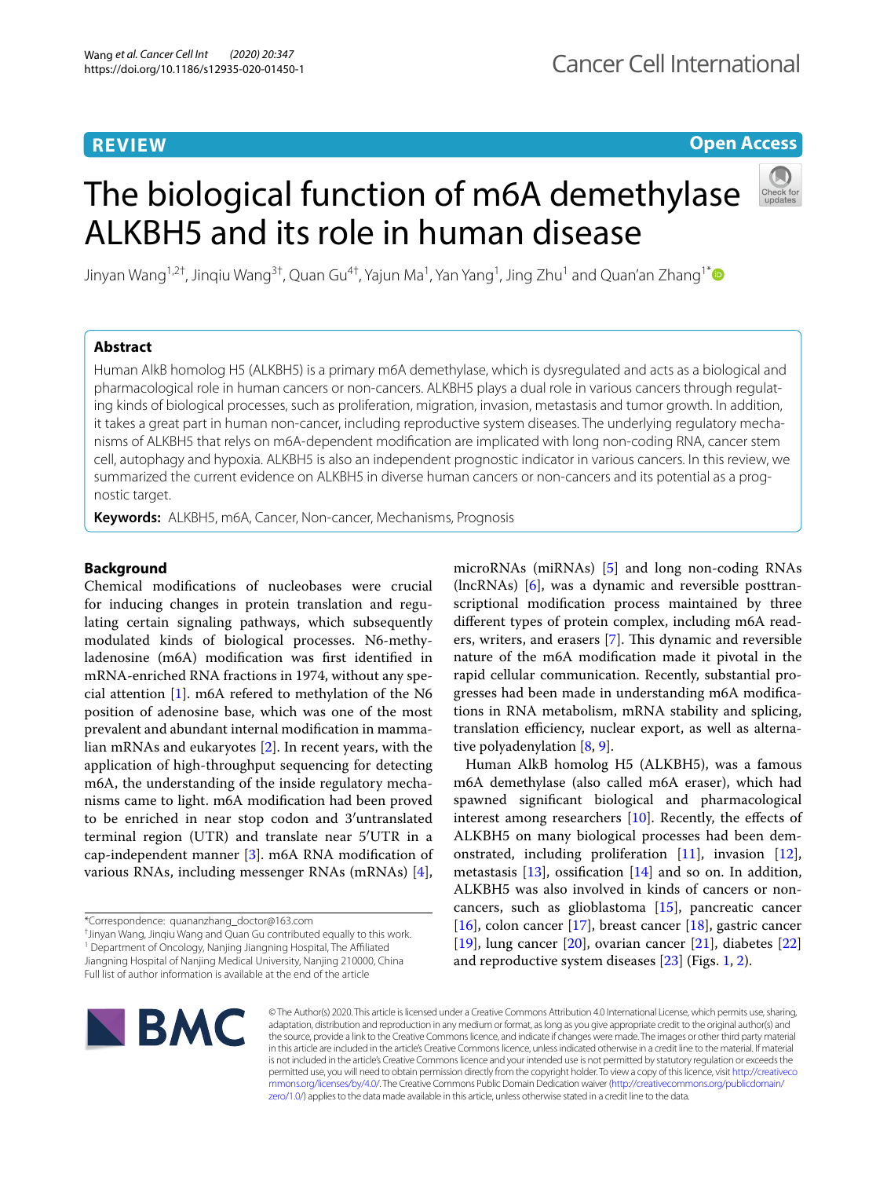REVIEW

Open Access

# The biological function of m6A demethylase ALKBH5 and its role in human disease

Jinyan Wang[1,2†], Jinqiu Wang[3†], Quan Gu[4†], Yajun Ma[1], Yan Yang[1], Jing Zhu[1] and Quan'an Zhang[1*]

## Abstract

Human AlkB homolog H5 (ALKBH5) is a primary m6A demethylase, which is dysregulated and acts as a biological and pharmacological role in human cancers or non-cancers. ALKBH5 plays a dual role in various cancers through regulating kinds of biological processes, such as proliferation, migration, invasion, metastasis and tumor growth. In addition, it takes a great part in human non-cancer, including reproductive system diseases. The underlying regulatory mechanisms of ALKBH5 that relys on m6A-dependent modification are implicated with long non-coding RNA, cancer stem cell, autophagy and hypoxia. ALKBH5 is also an independent prognostic indicator in various cancers. In this review, we summarized the current evidence on ALKBH5 in diverse human cancers or non-cancers and its potential as a prognostic target.

**Keywords:** ALKBH5, m6A, Cancer, Non-cancer, Mechanisms, Prognosis

## Background

Chemical modifications of nucleobases were crucial for inducing changes in protein translation and regulating certain signaling pathways, which subsequently modulated kinds of biological processes. N6-methyladenosine (m6A) modification was first identified in mRNA-enriched RNA fractions in 1974, without any special attention [1]. m6A refered to methylation of the N6 position of adenosine base, which was one of the most prevalent and abundant internal modification in mammalian mRNAs and eukaryotes [2]. In recent years, with the application of high-throughput sequencing for detecting m6A, the understanding of the inside regulatory mechanisms came to light. m6A modification had been proved to be enriched in near stop codon and 3′untranslated terminal region (UTR) and translate near 5′UTR in a cap-independent manner [3]. m6A RNA modification of various RNAs, including messenger RNAs (mRNAs) [4], microRNAs (miRNAs) [5] and long non-coding RNAs (lncRNAs) [6], was a dynamic and reversible posttranscriptional modification process maintained by three different types of protein complex, including m6A readers, writers, and erasers [7]. This dynamic and reversible nature of the m6A modification made it pivotal in the rapid cellular communication. Recently, substantial progresses had been made in understanding m6A modifications in RNA metabolism, mRNA stability and splicing, translation efficiency, nuclear export, as well as alternative polyadenylation [8, 9].

Human AlkB homolog H5 (ALKBH5), was a famous m6A demethylase (also called m6A eraser), which had spawned significant biological and pharmacological interest among researchers [10]. Recently, the effects of ALKBH5 on many biological processes had been demonstrated, including proliferation [11], invasion [12], metastasis [13], ossification [14] and so on. In addition, ALKBH5 was also involved in kinds of cancers or non-cancers, such as glioblastoma [15], pancreatic cancer [16], colon cancer [17], breast cancer [18], gastric cancer [19], lung cancer [20], ovarian cancer [21], diabetes [22] and reproductive system diseases [23] (Figs. 1, 2).

*Correspondence: quananzhang_doctor@163.com

†Jinyan Wang, Jinqiu Wang and Quan Gu contributed equally to this work.

[1] Department of Oncology, Nanjing Jiangning Hospital, The Affiliated Jiangning Hospital of Nanjing Medical University, Nanjing 210000, China

Full list of author information is available at the end of the article

© The Author(s) 2020. This article is licensed under a Creative Commons Attribution 4.0 International License, which permits use, sharing, adaptation, distribution and reproduction in any medium or format, as long as you give appropriate credit to the original author(s) and the source, provide a link to the Creative Commons licence, and indicate if changes were made. The images or other third party material in this article are included in the article's Creative Commons licence, unless indicated otherwise in a credit line to the material. If material is not included in the article's Creative Commons licence and your intended use is not permitted by statutory regulation or exceeds the permitted use, you will need to obtain permission directly from the copyright holder. To view a copy of this licence, visit http://creativecommons.org/licenses/by/4.0/. The Creative Commons Public Domain Dedication waiver (http://creativecommons.org/publicdomain/zero/1.0/) applies to the data made available in this article, unless otherwise stated in a credit line to the data.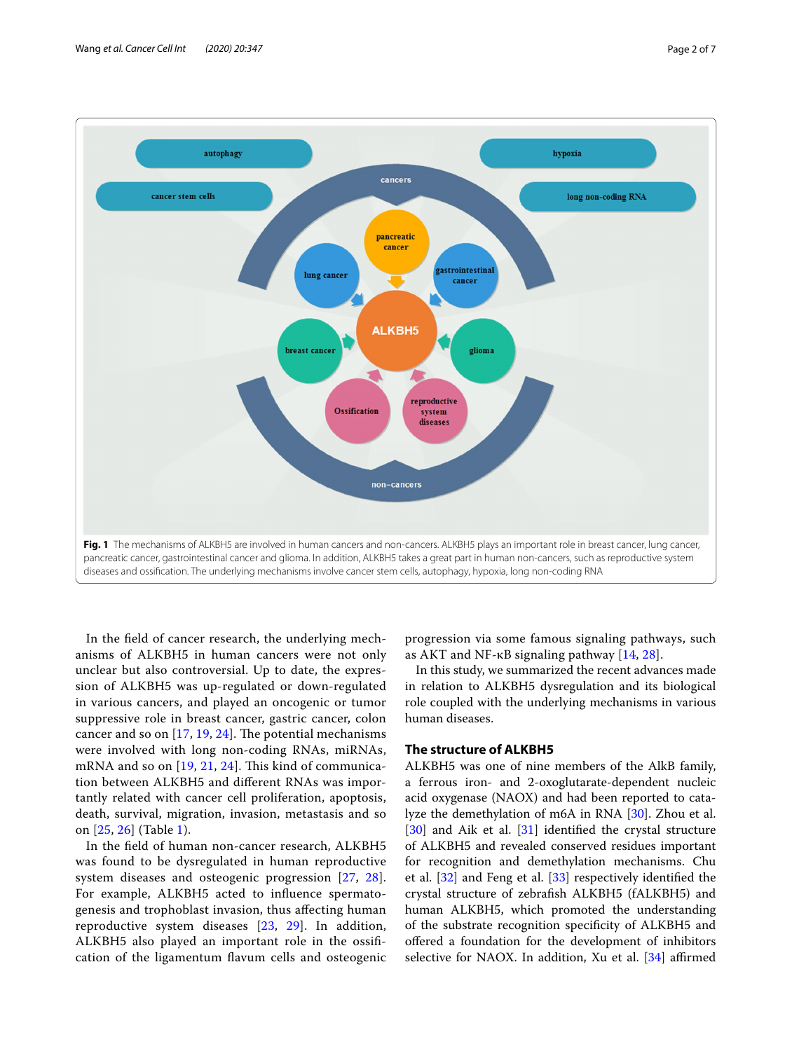Fig. 1 The mechanisms of ALKBH5 are involved in human cancers and non-cancers. ALKBH5 plays an important role in breast cancer, lung cancer, pancreatic cancer, gastrointestinal cancer and glioma. In addition, ALKBH5 takes a great part in human non-cancers, such as reproductive system diseases and ossification. The underlying mechanisms involve cancer stem cells, autophagy, hypoxia, long non-coding RNA

In the field of cancer research, the underlying mechanisms of ALKBH5 in human cancers were not only unclear but also controversial. Up to date, the expression of ALKBH5 was up-regulated or down-regulated in various cancers, and played an oncogenic or tumor suppressive role in breast cancer, gastric cancer, colon cancer and so on [17, 19, 24]. The potential mechanisms were involved with long non-coding RNAs, miRNAs, mRNA and so on [19, 21, 24]. This kind of communication between ALKBH5 and different RNAs was importantly related with cancer cell proliferation, apoptosis, death, survival, migration, invasion, metastasis and so on [25, 26] (Table 1).

In the field of human non-cancer research, ALKBH5 was found to be dysregulated in human reproductive system diseases and osteogenic progression [27, 28]. For example, ALKBH5 acted to influence spermatogenesis and trophoblast invasion, thus affecting human reproductive system diseases [23, 29]. In addition, ALKBH5 also played an important role in the ossification of the ligamentum flavum cells and osteogenic progression via some famous signaling pathways, such as AKT and NF-κB signaling pathway [14, 28].

In this study, we summarized the recent advances made in relation to ALKBH5 dysregulation and its biological role coupled with the underlying mechanisms in various human diseases.

## The structure of ALKBH5

ALKBH5 was one of nine members of the AlkB family, a ferrous iron- and 2-oxoglutarate-dependent nucleic acid oxygenase (NAOX) and had been reported to catalyze the demethylation of m6A in RNA [30]. Zhou et al. [30] and Aik et al. [31] identified the crystal structure of ALKBH5 and revealed conserved residues important for recognition and demethylation mechanisms. Chu et al. [32] and Feng et al. [33] respectively identified the crystal structure of zebrafish ALKBH5 (fALKBH5) and human ALKBH5, which promoted the understanding of the substrate recognition specificity of ALKBH5 and offered a foundation for the development of inhibitors selective for NAOX. In addition, Xu et al. [34] affirmed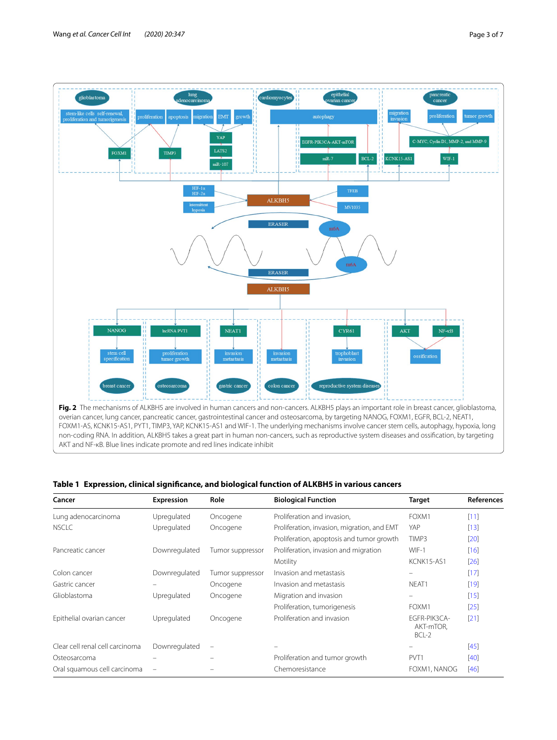**Fig. 2** The mechanisms of ALKBH5 are involved in human cancers and non-cancers. ALKBH5 plays an important role in breast cancer, glioblastoma, overian cancer, lung cancer, pancreatic cancer, gastrointestinal cancer and osteosarcoma, by targeting NANOG, FOXM1, EGFR, BCL-2, NEAT1, FOXM1-AS, KCNK15-AS1, PYT1, TIMP3, YAP, KCNK15-AS1 and WIF-1. The underlying mechanisms involve cancer stem cells, autophagy, hypoxia, long non-coding RNA. In addition, ALKBH5 takes a great part in human non-cancers, such as reproductive system diseases and ossification, by targeting AKT and NF-κB. Blue lines indicate promote and red lines indicate inhibit

**Table 1 Expression, clinical significance, and biological function of ALKBH5 in various cancers**

| Cancer | Expression | Role | Biological Function | Target | References |
|---|---|---|---|---|---|
| Lung adenocarcinoma | Upregulated | Oncogene | Proliferation and invasion, | FOXM1 | [11] |
| NSCLC | Upregulated | Oncogene | Proliferation, invasion, migration, and EMT | YAP | [13] |
| | | | Proliferation, apoptosis and tumor growth | TIMP3 | [20] |
| Pancreatic cancer | Downregulated | Tumor suppressor | Proliferation, invasion and migration | WIF-1 | [16] |
| | | | Motility | KCNK15-AS1 | [26] |
| Colon cancer | Downregulated | Tumor suppressor | Invasion and metastasis | – | [17] |
| Gastric cancer | – | Oncogene | Invasion and metastasis | NEAT1 | [19] |
| Glioblastoma | Upregulated | Oncogene | Migration and invasion | – | [15] |
| | | | Proliferation, tumorigenesis | FOXM1 | [25] |
| Epithelial ovarian cancer | Upregulated | Oncogene | Proliferation and invasion | EGFR-PIK3CA-AKT-mTOR, BCL-2 | [21] |
| Clear cell renal cell carcinoma | Downregulated | – | – | – | [45] |
| Osteosarcoma | – | – | Proliferation and tumor growth | PVT1 | [40] |
| Oral squamous cell carcinoma | – | – | Chemoresistance | FOXM1, NANOG | [46] |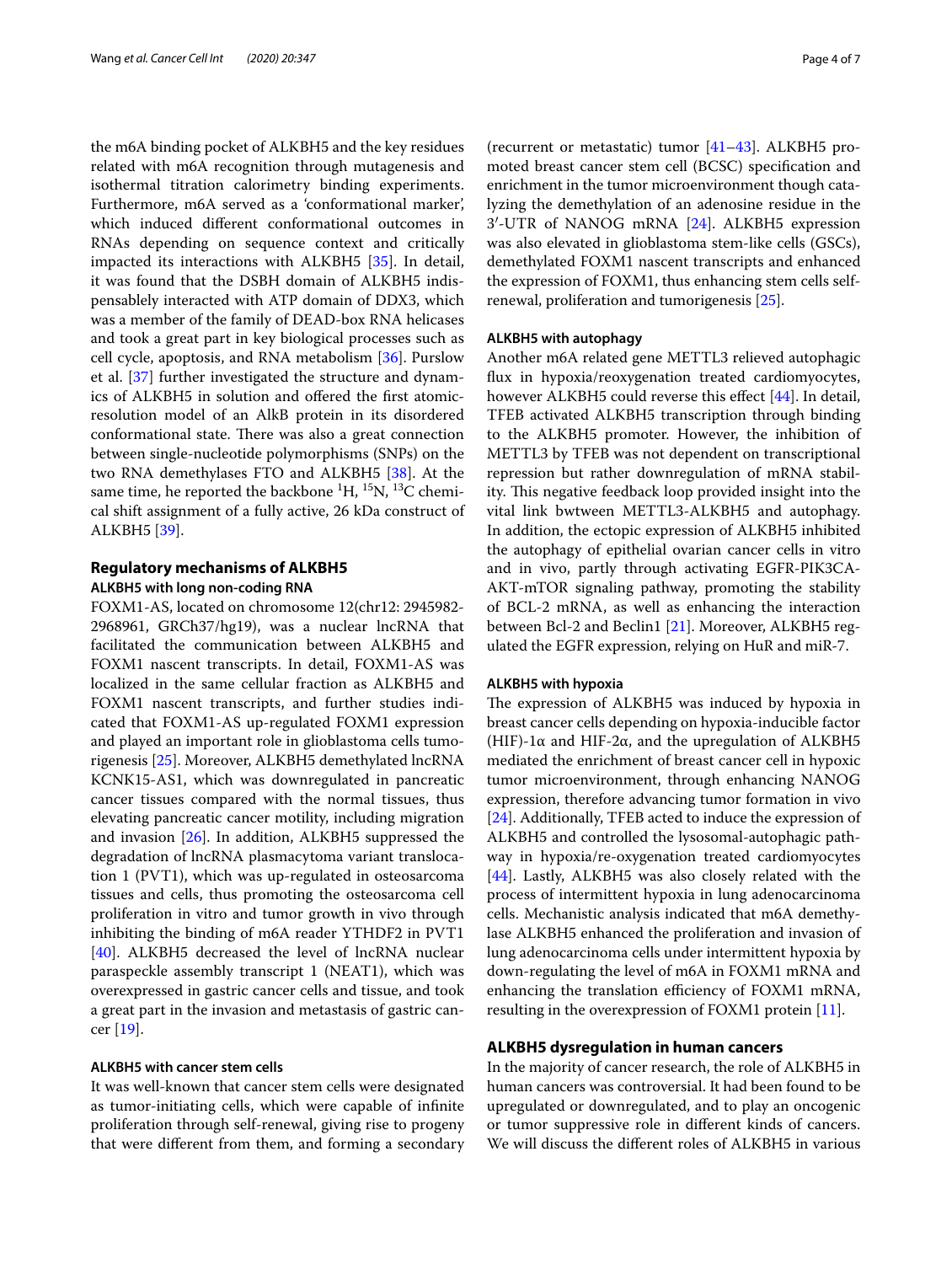the m6A binding pocket of ALKBH5 and the key residues related with m6A recognition through mutagenesis and isothermal titration calorimetry binding experiments. Furthermore, m6A served as a 'conformational marker', which induced different conformational outcomes in RNAs depending on sequence context and critically impacted its interactions with ALKBH5 [35]. In detail, it was found that the DSBH domain of ALKBH5 indispensably interacted with ATP domain of DDX3, which was a member of the family of DEAD-box RNA helicases and took a great part in key biological processes such as cell cycle, apoptosis, and RNA metabolism [36]. Purslow et al. [37] further investigated the structure and dynamics of ALKBH5 in solution and offered the first atomic-resolution model of an AlkB protein in its disordered conformational state. There was also a great connection between single-nucleotide polymorphisms (SNPs) on the two RNA demethylases FTO and ALKBH5 [38]. At the same time, he reported the backbone $^{1}H$, $^{15}N$, $^{13}C$ chemical shift assignment of a fully active, 26 kDa construct of ALKBH5 [39].

## Regulatory mechanisms of ALKBH5

### ALKBH5 with long non-coding RNA

FOXM1-AS, located on chromosome 12(chr12: 2945982-2968961, GRCh37/hg19), was a nuclear lncRNA that facilitated the communication between ALKBH5 and FOXM1 nascent transcripts. In detail, FOXM1-AS was localized in the same cellular fraction as ALKBH5 and FOXM1 nascent transcripts, and further studies indicated that FOXM1-AS up-regulated FOXM1 expression and played an important role in glioblastoma cells tumorigenesis [25]. Moreover, ALKBH5 demethylated lncRNA KCNK15-AS1, which was downregulated in pancreatic cancer tissues compared with the normal tissues, thus elevating pancreatic cancer motility, including migration and invasion [26]. In addition, ALKBH5 suppressed the degradation of lncRNA plasmacytoma variant translocation 1 (PVT1), which was up-regulated in osteosarcoma tissues and cells, thus promoting the osteosarcoma cell proliferation in vitro and tumor growth in vivo through inhibiting the binding of m6A reader YTHDF2 in PVT1 [40]. ALKBH5 decreased the level of lncRNA nuclear paraspeckle assembly transcript 1 (NEAT1), which was overexpressed in gastric cancer cells and tissue, and took a great part in the invasion and metastasis of gastric cancer [19].

### ALKBH5 with cancer stem cells

It was well-known that cancer stem cells were designated as tumor-initiating cells, which were capable of infinite proliferation through self-renewal, giving rise to progeny that were different from them, and forming a secondary (recurrent or metastatic) tumor [41–43]. ALKBH5 promoted breast cancer stem cell (BCSC) specification and enrichment in the tumor microenvironment though catalyzing the demethylation of an adenosine residue in the 3′-UTR of NANOG mRNA [24]. ALKBH5 expression was also elevated in glioblastoma stem-like cells (GSCs), demethylated FOXM1 nascent transcripts and enhanced the expression of FOXM1, thus enhancing stem cells self-renewal, proliferation and tumorigenesis [25].

### ALKBH5 with autophagy

Another m6A related gene METTL3 relieved autophagic flux in hypoxia/reoxygenation treated cardiomyocytes, however ALKBH5 could reverse this effect [44]. In detail, TFEB activated ALKBH5 transcription through binding to the ALKBH5 promoter. However, the inhibition of METTL3 by TFEB was not dependent on transcriptional repression but rather downregulation of mRNA stability. This negative feedback loop provided insight into the vital link bwtween METTL3-ALKBH5 and autophagy. In addition, the ectopic expression of ALKBH5 inhibited the autophagy of epithelial ovarian cancer cells in vitro and in vivo, partly through activating EGFR-PIK3CA-AKT-mTOR signaling pathway, promoting the stability of BCL-2 mRNA, as well as enhancing the interaction between Bcl-2 and Beclin1 [21]. Moreover, ALKBH5 regulated the EGFR expression, relying on HuR and miR-7.

### ALKBH5 with hypoxia

The expression of ALKBH5 was induced by hypoxia in breast cancer cells depending on hypoxia-inducible factor (HIF)-1α and HIF-2α, and the upregulation of ALKBH5 mediated the enrichment of breast cancer cell in hypoxic tumor microenvironment, through enhancing NANOG expression, therefore advancing tumor formation in vivo [24]. Additionally, TFEB acted to induce the expression of ALKBH5 and controlled the lysosomal-autophagic pathway in hypoxia/re-oxygenation treated cardiomyocytes [44]. Lastly, ALKBH5 was also closely related with the process of intermittent hypoxia in lung adenocarcinoma cells. Mechanistic analysis indicated that m6A demethylase ALKBH5 enhanced the proliferation and invasion of lung adenocarcinoma cells under intermittent hypoxia by down-regulating the level of m6A in FOXM1 mRNA and enhancing the translation efficiency of FOXM1 mRNA, resulting in the overexpression of FOXM1 protein [11].

## ALKBH5 dysregulation in human cancers

In the majority of cancer research, the role of ALKBH5 in human cancers was controversial. It had been found to be upregulated or downregulated, and to play an oncogenic or tumor suppressive role in different kinds of cancers. We will discuss the different roles of ALKBH5 in various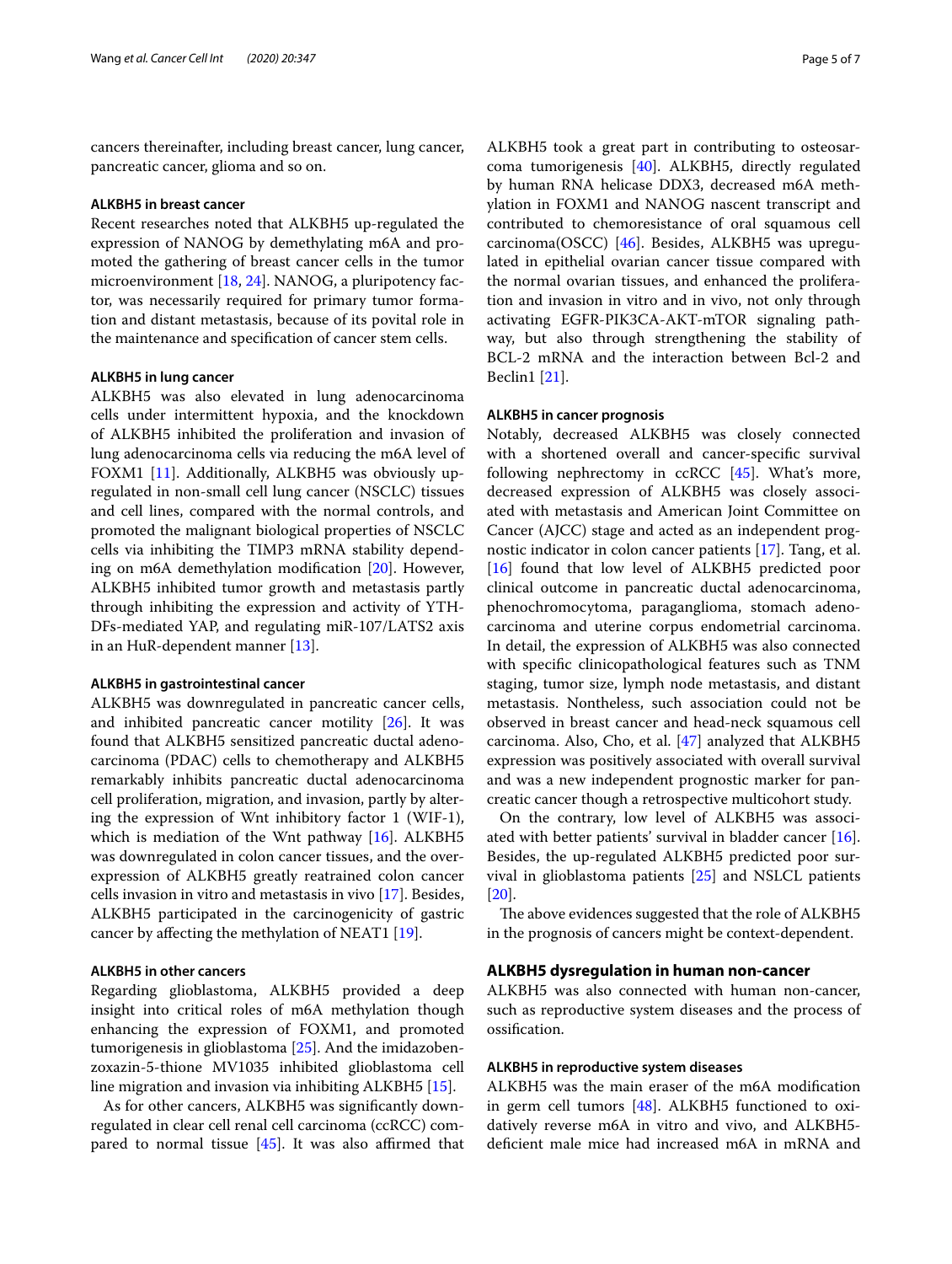cancers thereinafter, including breast cancer, lung cancer, pancreatic cancer, glioma and so on.

#### ALKBH5 in breast cancer

Recent researches noted that ALKBH5 up-regulated the expression of NANOG by demethylating m6A and promoted the gathering of breast cancer cells in the tumor microenvironment [18, 24]. NANOG, a pluripotency factor, was necessarily required for primary tumor formation and distant metastasis, because of its povital role in the maintenance and specification of cancer stem cells.

#### ALKBH5 in lung cancer

ALKBH5 was also elevated in lung adenocarcinoma cells under intermittent hypoxia, and the knockdown of ALKBH5 inhibited the proliferation and invasion of lung adenocarcinoma cells via reducing the m6A level of FOXM1 [11]. Additionally, ALKBH5 was obviously upregulated in non-small cell lung cancer (NSCLC) tissues and cell lines, compared with the normal controls, and promoted the malignant biological properties of NSCLC cells via inhibiting the TIMP3 mRNA stability depending on m6A demethylation modification [20]. However, ALKBH5 inhibited tumor growth and metastasis partly through inhibiting the expression and activity of YTHDFs-mediated YAP, and regulating miR-107/LATS2 axis in an HuR-dependent manner [13].

#### ALKBH5 in gastrointestinal cancer

ALKBH5 was downregulated in pancreatic cancer cells, and inhibited pancreatic cancer motility [26]. It was found that ALKBH5 sensitized pancreatic ductal adenocarcinoma (PDAC) cells to chemotherapy and ALKBH5 remarkably inhibits pancreatic ductal adenocarcinoma cell proliferation, migration, and invasion, partly by altering the expression of Wnt inhibitory factor 1 (WIF-1), which is mediation of the Wnt pathway [16]. ALKBH5 was downregulated in colon cancer tissues, and the overexpression of ALKBH5 greatly reatrained colon cancer cells invasion in vitro and metastasis in vivo [17]. Besides, ALKBH5 participated in the carcinogenicity of gastric cancer by affecting the methylation of NEAT1 [19].

#### ALKBH5 in other cancers

Regarding glioblastoma, ALKBH5 provided a deep insight into critical roles of m6A methylation though enhancing the expression of FOXM1, and promoted tumorigenesis in glioblastoma [25]. And the imidazobenzoxazin-5-thione MV1035 inhibited glioblastoma cell line migration and invasion via inhibiting ALKBH5 [15].

As for other cancers, ALKBH5 was significantly downregulated in clear cell renal cell carcinoma (ccRCC) compared to normal tissue [45]. It was also affirmed that ALKBH5 took a great part in contributing to osteosarcoma tumorigenesis [40]. ALKBH5, directly regulated by human RNA helicase DDX3, decreased m6A methylation in FOXM1 and NANOG nascent transcript and contributed to chemoresistance of oral squamous cell carcinoma(OSCC) [46]. Besides, ALKBH5 was upregulated in epithelial ovarian cancer tissue compared with the normal ovarian tissues, and enhanced the proliferation and invasion in vitro and in vivo, not only through activating EGFR-PIK3CA-AKT-mTOR signaling pathway, but also through strengthening the stability of BCL-2 mRNA and the interaction between Bcl-2 and Beclin1 [21].

#### ALKBH5 in cancer prognosis

Notably, decreased ALKBH5 was closely connected with a shortened overall and cancer-specific survival following nephrectomy in ccRCC [45]. What's more, decreased expression of ALKBH5 was closely associated with metastasis and American Joint Committee on Cancer (AJCC) stage and acted as an independent prognostic indicator in colon cancer patients [17]. Tang, et al. [16] found that low level of ALKBH5 predicted poor clinical outcome in pancreatic ductal adenocarcinoma, phenochromocytoma, paraganglioma, stomach adenocarcinoma and uterine corpus endometrial carcinoma. In detail, the expression of ALKBH5 was also connected with specific clinicopathological features such as TNM staging, tumor size, lymph node metastasis, and distant metastasis. Nontheless, such association could not be observed in breast cancer and head-neck squamous cell carcinoma. Also, Cho, et al. [47] analyzed that ALKBH5 expression was positively associated with overall survival and was a new independent prognostic marker for pancreatic cancer though a retrospective multicohort study.

On the contrary, low level of ALKBH5 was associated with better patients' survival in bladder cancer [16]. Besides, the up-regulated ALKBH5 predicted poor survival in glioblastoma patients [25] and NSLCL patients [20].

The above evidences suggested that the role of ALKBH5 in the prognosis of cancers might be context-dependent.

### ALKBH5 dysregulation in human non-cancer

ALKBH5 was also connected with human non-cancer, such as reproductive system diseases and the process of ossification.

#### ALKBH5 in reproductive system diseases

ALKBH5 was the main eraser of the m6A modification in germ cell tumors [48]. ALKBH5 functioned to oxidatively reverse m6A in vitro and vivo, and ALKBH5-deficient male mice had increased m6A in mRNA and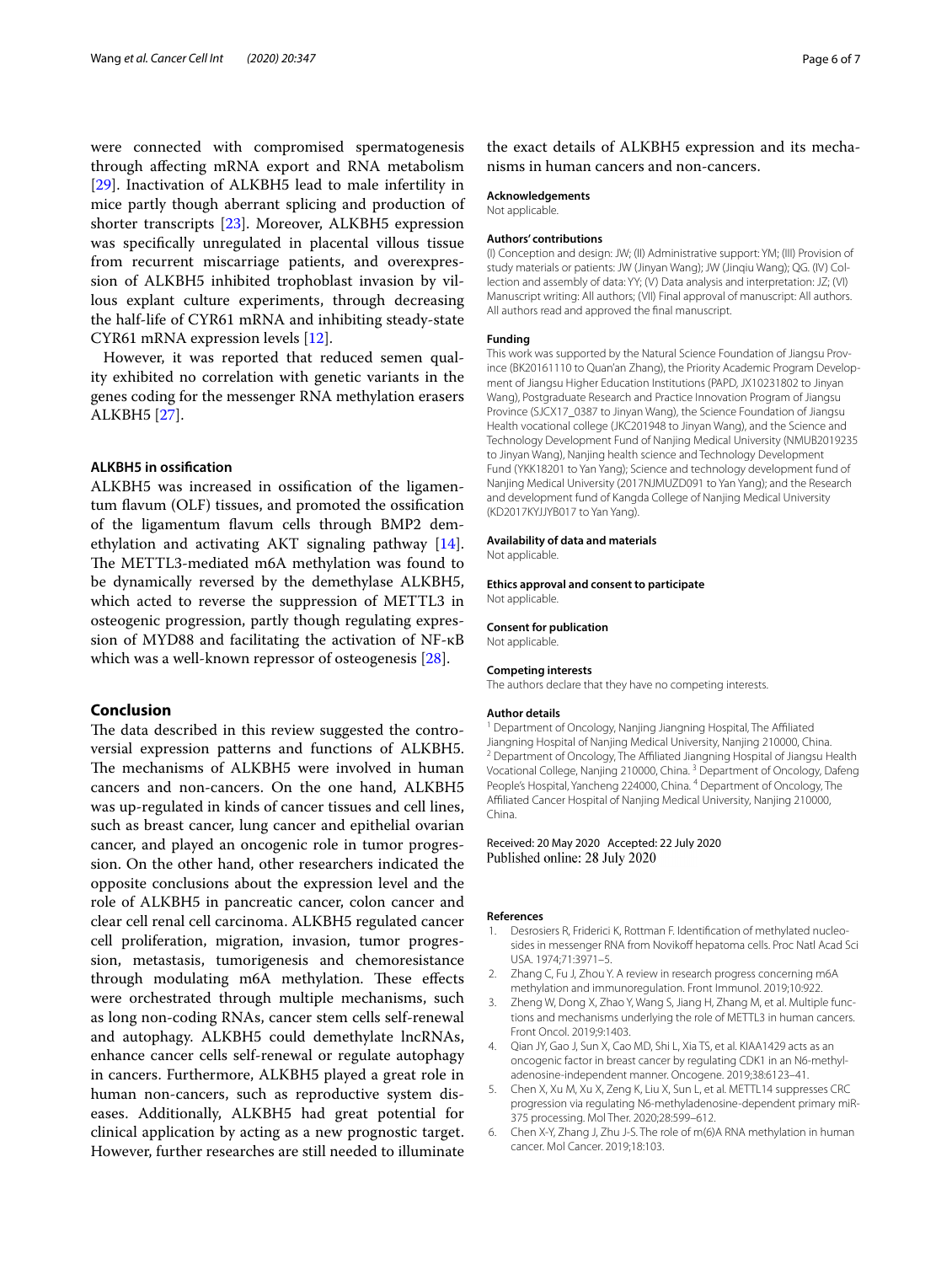were connected with compromised spermatogenesis through affecting mRNA export and RNA metabolism [29]. Inactivation of ALKBH5 lead to male infertility in mice partly though aberrant splicing and production of shorter transcripts [23]. Moreover, ALKBH5 expression was specifically unregulated in placental villous tissue from recurrent miscarriage patients, and overexpression of ALKBH5 inhibited trophoblast invasion by villous explant culture experiments, through decreasing the half-life of CYR61 mRNA and inhibiting steady-state CYR61 mRNA expression levels [12].

However, it was reported that reduced semen quality exhibited no correlation with genetic variants in the genes coding for the messenger RNA methylation erasers ALKBH5 [27].

### ALKBH5 in ossification

ALKBH5 was increased in ossification of the ligamentum flavum (OLF) tissues, and promoted the ossification of the ligamentum flavum cells through BMP2 demethylation and activating AKT signaling pathway [14]. The METTL3-mediated m6A methylation was found to be dynamically reversed by the demethylase ALKBH5, which acted to reverse the suppression of METTL3 in osteogenic progression, partly though regulating expression of MYD88 and facilitating the activation of NF-κB which was a well-known repressor of osteogenesis [28].

## Conclusion

The data described in this review suggested the controversial expression patterns and functions of ALKBH5. The mechanisms of ALKBH5 were involved in human cancers and non-cancers. On the one hand, ALKBH5 was up-regulated in kinds of cancer tissues and cell lines, such as breast cancer, lung cancer and epithelial ovarian cancer, and played an oncogenic role in tumor progression. On the other hand, other researchers indicated the opposite conclusions about the expression level and the role of ALKBH5 in pancreatic cancer, colon cancer and clear cell renal cell carcinoma. ALKBH5 regulated cancer cell proliferation, migration, invasion, tumor progression, metastasis, tumorigenesis and chemoresistance through modulating m6A methylation. These effects were orchestrated through multiple mechanisms, such as long non-coding RNAs, cancer stem cells self-renewal and autophagy. ALKBH5 could demethylate lncRNAs, enhance cancer cells self-renewal or regulate autophagy in cancers. Furthermore, ALKBH5 played a great role in human non-cancers, such as reproductive system diseases. Additionally, ALKBH5 had great potential for clinical application by acting as a new prognostic target. However, further researches are still needed to illuminate the exact details of ALKBH5 expression and its mechanisms in human cancers and non-cancers.

#### Acknowledgements
Not applicable.

#### Authors' contributions
(I) Conception and design: JW; (II) Administrative support: YM; (III) Provision of study materials or patients: JW (Jinyan Wang); JW (Jinqiu Wang); QG. (IV) Collection and assembly of data: YY; (V) Data analysis and interpretation: JZ; (VI) Manuscript writing: All authors; (VII) Final approval of manuscript: All authors. All authors read and approved the final manuscript.

#### Funding
This work was supported by the Natural Science Foundation of Jiangsu Province (BK20161110 to Quan'an Zhang), the Priority Academic Program Development of Jiangsu Higher Education Institutions (PAPD, JX10231802 to Jinyan Wang), Postgraduate Research and Practice Innovation Program of Jiangsu Province (SJCX17_0387 to Jinyan Wang), the Science Foundation of Jiangsu Health vocational college (JKC201948 to Jinyan Wang), and the Science and Technology Development Fund of Nanjing Medical University (NMUB2019235 to Jinyan Wang), Nanjing health science and Technology Development Fund (YKK18201 to Yan Yang); Science and technology development fund of Nanjing Medical University (2017NJMUZD091 to Yan Yang); and the Research and development fund of Kangda College of Nanjing Medical University (KD2017KYJJYB017 to Yan Yang).

#### Availability of data and materials
Not applicable.

#### Ethics approval and consent to participate
Not applicable.

#### Consent for publication
Not applicable.

#### Competing interests
The authors declare that they have no competing interests.

#### Author details
[1] Department of Oncology, Nanjing Jiangning Hospital, The Affiliated Jiangning Hospital of Nanjing Medical University, Nanjing 210000, China. [2] Department of Oncology, The Affiliated Jiangning Hospital of Jiangsu Health Vocational College, Nanjing 210000, China. [3] Department of Oncology, Dafeng People's Hospital, Yancheng 224000, China. [4] Department of Oncology, The Affiliated Cancer Hospital of Nanjing Medical University, Nanjing 210000, China.

Received: 20 May 2020 Accepted: 22 July 2020
Published online: 28 July 2020

#### References

1. Desrosiers R, Friderici K, Rottman F. Identification of methylated nucleosides in messenger RNA from Novikoff hepatoma cells. Proc Natl Acad Sci USA. 1974;71:3971–5.
2. Zhang C, Fu J, Zhou Y. A review in research progress concerning m6A methylation and immunoregulation. Front Immunol. 2019;10:922.
3. Zheng W, Dong X, Zhao Y, Wang S, Jiang H, Zhang M, et al. Multiple functions and mechanisms underlying the role of METTL3 in human cancers. Front Oncol. 2019;9:1403.
4. Qian JY, Gao J, Sun X, Cao MD, Shi L, Xia TS, et al. KIAA1429 acts as an oncogenic factor in breast cancer by regulating CDK1 in an N6-methyladenosine-independent manner. Oncogene. 2019;38:6123–41.
5. Chen X, Xu M, Xu X, Zeng K, Liu X, Sun L, et al. METTL14 suppresses CRC progression via regulating N6-methyladenosine-dependent primary miR-375 processing. Mol Ther. 2020;28:599–612.
6. Chen X-Y, Zhang J, Zhu J-S. The role of m(6)A RNA methylation in human cancer. Mol Cancer. 2019;18:103.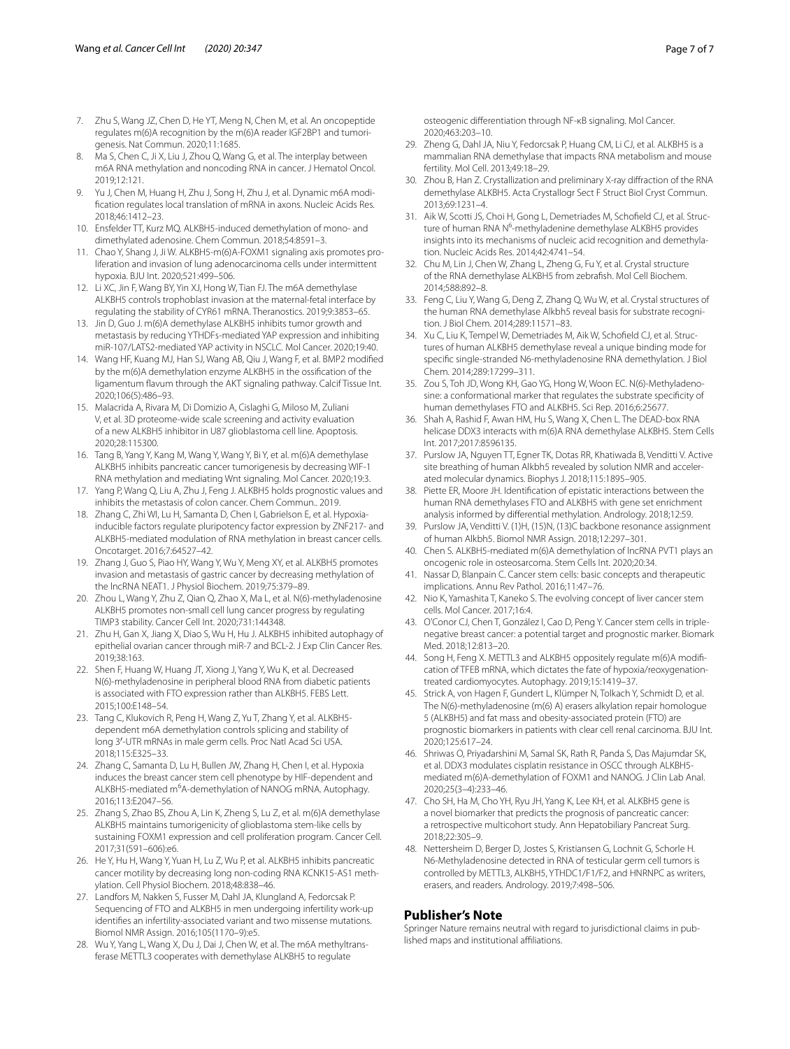7. Zhu S, Wang JZ, Chen D, He YT, Meng N, Chen M, et al. An oncopeptide regulates m(6)A recognition by the m(6)A reader IGF2BP1 and tumorigenesis. Nat Commun. 2020;11:1685.
8. Ma S, Chen C, Ji X, Liu J, Zhou Q, Wang G, et al. The interplay between m6A RNA methylation and noncoding RNA in cancer. J Hematol Oncol. 2019;12:121.
9. Yu J, Chen M, Huang H, Zhu J, Song H, Zhu J, et al. Dynamic m6A modification regulates local translation of mRNA in axons. Nucleic Acids Res. 2018;46:1412–23.
10. Ensfelder TT, Kurz MQ. ALKBH5-induced demethylation of mono- and dimethylated adenosine. Chem Commun. 2018;54:8591–3.
11. Chao Y, Shang J, Ji W. ALKBH5-m(6)A-FOXM1 signaling axis promotes proliferation and invasion of lung adenocarcinoma cells under intermittent hypoxia. BJU Int. 2020;521:499–506.
12. Li XC, Jin F, Wang BY, Yin XJ, Hong W, Tian FJ. The m6A demethylase ALKBH5 controls trophoblast invasion at the maternal-fetal interface by regulating the stability of CYR61 mRNA. Theranostics. 2019;9:3853–65.
13. Jin D, Guo J. m(6)A demethylase ALKBH5 inhibits tumor growth and metastasis by reducing YTHDFs-mediated YAP expression and inhibiting miR-107/LATS2-mediated YAP activity in NSCLC. Mol Cancer. 2020;19:40.
14. Wang HF, Kuang MJ, Han SJ, Wang AB, Qiu J, Wang F, et al. BMP2 modified by the m(6)A demethylation enzyme ALKBH5 in the ossification of the ligamentum flavum through the AKT signaling pathway. Calcif Tissue Int. 2020;106(5):486–93.
15. Malacrida A, Rivara M, Di Domizio A, Cislaghi G, Miloso M, Zuliani V, et al. 3D proteome-wide scale screening and activity evaluation of a new ALKBH5 inhibitor in U87 glioblastoma cell line. Apoptosis. 2020;28:115300.
16. Tang B, Yang Y, Kang M, Wang Y, Wang Y, Bi Y, et al. m(6)A demethylase ALKBH5 inhibits pancreatic cancer tumorigenesis by decreasing WIF-1 RNA methylation and mediating Wnt signaling. Mol Cancer. 2020;19:3.
17. Yang P, Wang Q, Liu A, Zhu J, Feng J. ALKBH5 holds prognostic values and inhibits the metastasis of colon cancer. Chem Commun.. 2019.
18. Zhang C, Zhi WI, Lu H, Samanta D, Chen I, Gabrielson E, et al. Hypoxia-inducible factors regulate pluripotency factor expression by ZNF217- and ALKBH5-mediated modulation of RNA methylation in breast cancer cells. Oncotarget. 2016;7:64527–42.
19. Zhang J, Guo S, Piao HY, Wang Y, Wu Y, Meng XY, et al. ALKBH5 promotes invasion and metastasis of gastric cancer by decreasing methylation of the lncRNA NEAT1. J Physiol Biochem. 2019;75:379–89.
20. Zhou L, Wang Y, Zhu Z, Qian Q, Zhao X, Ma L, et al. N(6)-methyladenosine ALKBH5 promotes non-small cell lung cancer progress by regulating TIMP3 stability. Cancer Cell Int. 2020;731:144348.
21. Zhu H, Gan X, Jiang X, Diao S, Wu H, Hu J. ALKBH5 inhibited autophagy of epithelial ovarian cancer through miR-7 and BCL-2. J Exp Clin Cancer Res. 2019;38:163.
22. Shen F, Huang W, Huang JT, Xiong J, Yang Y, Wu K, et al. Decreased N(6)-methyladenosine in peripheral blood RNA from diabetic patients is associated with FTO expression rather than ALKBH5. FEBS Lett. 2015;100:E148–54.
23. Tang C, Klukovich R, Peng H, Wang Z, Yu T, Zhang Y, et al. ALKBH5-dependent m6A demethylation controls splicing and stability of long 3′-UTR mRNAs in male germ cells. Proc Natl Acad Sci USA. 2018;115:E325–33.
24. Zhang C, Samanta D, Lu H, Bullen JW, Zhang H, Chen I, et al. Hypoxia induces the breast cancer stem cell phenotype by HIF-dependent and ALKBH5-mediated m$^6$A-demethylation of NANOG mRNA. Autophagy. 2016;113:E2047–56.
25. Zhang S, Zhao BS, Zhou A, Lin K, Zheng S, Lu Z, et al. m(6)A demethylase ALKBH5 maintains tumorigenicity of glioblastoma stem-like cells by sustaining FOXM1 expression and cell proliferation program. Cancer Cell. 2017;31(591–606):e6.
26. He Y, Hu H, Wang Y, Yuan H, Lu Z, Wu P, et al. ALKBH5 inhibits pancreatic cancer motility by decreasing long non-coding RNA KCNK15-AS1 methylation. Cell Physiol Biochem. 2018;48:838–46.
27. Landfors M, Nakken S, Fusser M, Dahl JA, Klungland A, Fedorcsak P. Sequencing of FTO and ALKBH5 in men undergoing infertility work-up identifies an infertility-associated variant and two missense mutations. Biomol NMR Assign. 2016;105(1170–9):e5.
28. Wu Y, Yang L, Wang X, Du J, Dai J, Chen W, et al. The m6A methyltransferase METTL3 cooperates with demethylase ALKBH5 to regulate osteogenic differentiation through NF-κB signaling. Mol Cancer. 2020;463:203–10.
29. Zheng G, Dahl JA, Niu Y, Fedorcsak P, Huang CM, Li CJ, et al. ALKBH5 is a mammalian RNA demethylase that impacts RNA metabolism and mouse fertility. Mol Cell. 2013;49:18–29.
30. Zhou B, Han Z. Crystallization and preliminary X-ray diffraction of the RNA demethylase ALKBH5. Acta Crystallogr Sect F Struct Biol Cryst Commun. 2013;69:1231–4.
31. Aik W, Scotti JS, Choi H, Gong L, Demetriades M, Schofield CJ, et al. Structure of human RNA N$^6$-methyladenine demethylase ALKBH5 provides insights into its mechanisms of nucleic acid recognition and demethylation. Nucleic Acids Res. 2014;42:4741–54.
32. Chu M, Lin J, Chen W, Zhang L, Zheng G, Fu Y, et al. Crystal structure of the RNA demethylase ALKBH5 from zebrafish. Mol Cell Biochem. 2014;588:892–8.
33. Feng C, Liu Y, Wang G, Deng Z, Zhang Q, Wu W, et al. Crystal structures of the human RNA demethylase Alkbh5 reveal basis for substrate recognition. J Biol Chem. 2014;289:11571–83.
34. Xu C, Liu K, Tempel W, Demetriades M, Aik W, Schofield CJ, et al. Structures of human ALKBH5 demethylase reveal a unique binding mode for specific single-stranded N6-methyladenosine RNA demethylation. J Biol Chem. 2014;289:17299–311.
35. Zou S, Toh JD, Wong KH, Gao YG, Hong W, Woon EC. N(6)-Methyladenosine: a conformational marker that regulates the substrate specificity of human demethylases FTO and ALKBH5. Sci Rep. 2016;6:25677.
36. Shah A, Rashid F, Awan HM, Hu S, Wang X, Chen L. The DEAD-box RNA helicase DDX3 interacts with m(6)A RNA demethylase ALKBH5. Stem Cells Int. 2017;2017:8596135.
37. Purslow JA, Nguyen TT, Egner TK, Dotas RR, Khatiwada B, Venditti V. Active site breathing of human Alkbh5 revealed by solution NMR and accelerated molecular dynamics. Biophys J. 2018;115:1895–905.
38. Piette ER, Moore JH. Identification of epistatic interactions between the human RNA demethylases FTO and ALKBH5 with gene set enrichment analysis informed by differential methylation. Andrology. 2018;12:59.
39. Purslow JA, Venditti V. (1)H, (15)N, (13)C backbone resonance assignment of human Alkbh5. Biomol NMR Assign. 2018;12:297–301.
40. Chen S. ALKBH5-mediated m(6)A demethylation of lncRNA PVT1 plays an oncogenic role in osteosarcoma. Stem Cells Int. 2020;20:34.
41. Nassar D, Blanpain C. Cancer stem cells: basic concepts and therapeutic implications. Annu Rev Pathol. 2016;11:47–76.
42. Nio K, Yamashita T, Kaneko S. The evolving concept of liver cancer stem cells. Mol Cancer. 2017;16:4.
43. O'Conor CJ, Chen T, González I, Cao D, Peng Y. Cancer stem cells in triple-negative breast cancer: a potential target and prognostic marker. Biomark Med. 2018;12:813–20.
44. Song H, Feng X. METTL3 and ALKBH5 oppositely regulate m(6)A modification of TFEB mRNA, which dictates the fate of hypoxia/reoxygenation-treated cardiomyocytes. Autophagy. 2019;15:1419–37.
45. Strick A, von Hagen F, Gundert L, Klümper N, Tolkach Y, Schmidt D, et al. The N(6)-methyladenosine (m(6) A) erasers alkylation repair homologue 5 (ALKBH5) and fat mass and obesity-associated protein (FTO) are prognostic biomarkers in patients with clear cell renal carcinoma. BJU Int. 2020;125:617–24.
46. Shriwas O, Priyadarshini M, Samal SK, Rath R, Panda S, Das Majumdar SK, et al. DDX3 modulates cisplatin resistance in OSCC through ALKBH5-mediated m(6)A-demethylation of FOXM1 and NANOG. J Clin Lab Anal. 2020;25(3–4):233–46.
47. Cho SH, Ha M, Cho YH, Ryu JH, Yang K, Lee KH, et al. ALKBH5 gene is a novel biomarker that predicts the prognosis of pancreatic cancer: a retrospective multicohort study. Ann Hepatobiliary Pancreat Surg. 2018;22:305–9.
48. Nettersheim D, Berger D, Jostes S, Kristiansen G, Lochnit G, Schorle H. N6-Methyladenosine detected in RNA of testicular germ cell tumors is controlled by METTL3, ALKBH5, YTHDC1/F1/F2, and HNRNPC as writers, erasers, and readers. Andrology. 2019;7:498–506.

## Publisher's Note

Springer Nature remains neutral with regard to jurisdictional claims in published maps and institutional affiliations.